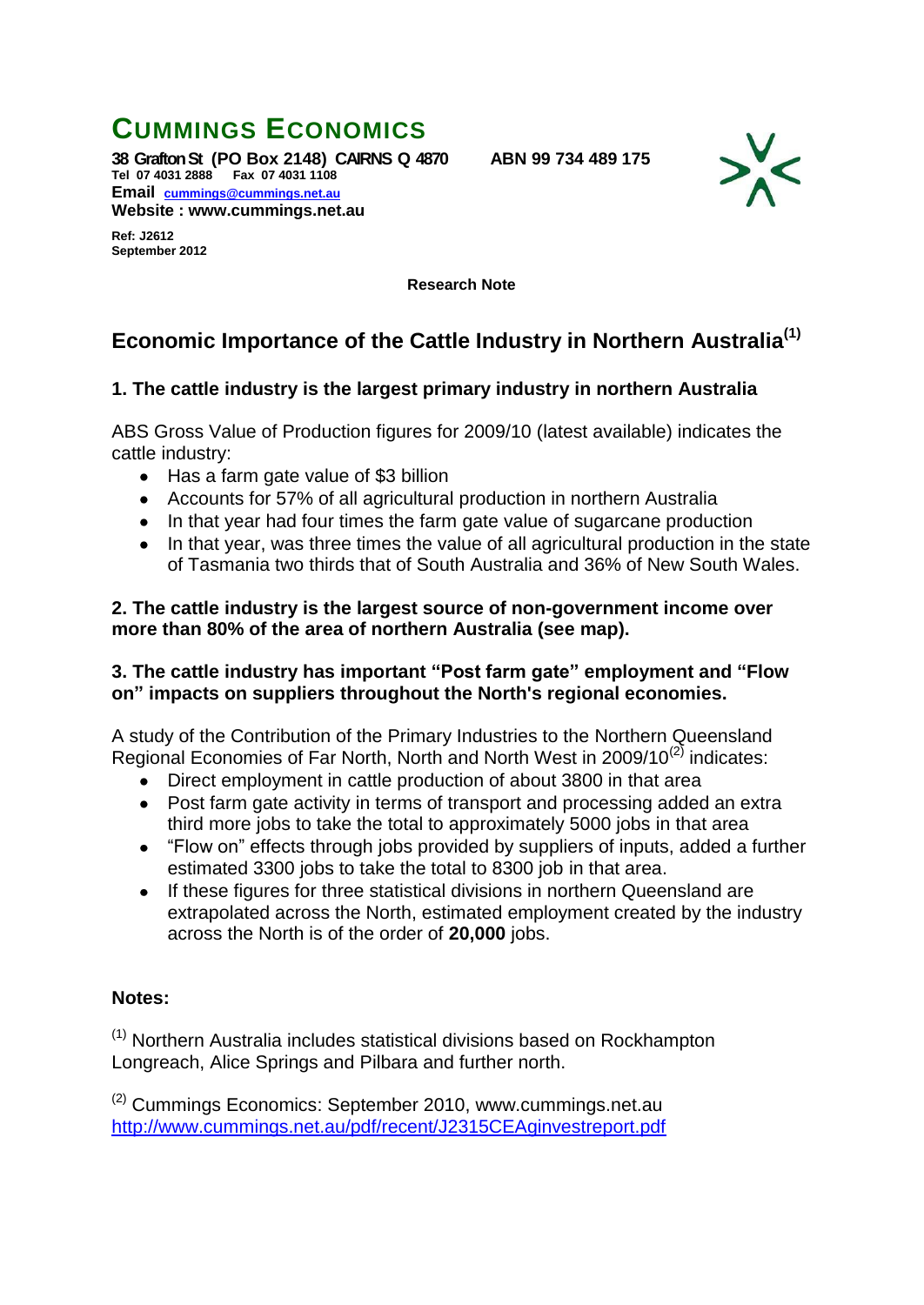# CUMMINGS ECONOMICS

**38 Grafton St (PO Box 2148) CAIRNS Q 4870 ABN 99 734 489 175**
**Tel 07 4031 2888 Fax 07 4031 1108**
**Email cummings@cummings.net.au**
**Website : www.cummings.net.au**

**Ref: J2612**
**September 2012**

**Research Note**

## Economic Importance of the Cattle Industry in Northern Australia[1]

### 1. The cattle industry is the largest primary industry in northern Australia

ABS Gross Value of Production figures for 2009/10 (latest available) indicates the cattle industry:

- Has a farm gate value of $3 billion
- Accounts for 57% of all agricultural production in northern Australia
- In that year had four times the farm gate value of sugarcane production
- In that year, was three times the value of all agricultural production in the state of Tasmania two thirds that of South Australia and 36% of New South Wales.

### 2. The cattle industry is the largest source of non-government income over more than 80% of the area of northern Australia (see map).

### 3. The cattle industry has important "Post farm gate" employment and "Flow on" impacts on suppliers throughout the North's regional economies.

A study of the Contribution of the Primary Industries to the Northern Queensland Regional Economies of Far North, North and North West in 2009/10[2] indicates:

- Direct employment in cattle production of about 3800 in that area
- Post farm gate activity in terms of transport and processing added an extra third more jobs to take the total to approximately 5000 jobs in that area
- "Flow on" effects through jobs provided by suppliers of inputs, added a further estimated 3300 jobs to take the total to 8300 job in that area.
- If these figures for three statistical divisions in northern Queensland are extrapolated across the North, estimated employment created by the industry across the North is of the order of **20,000** jobs.

**Notes:**

[1] Northern Australia includes statistical divisions based on Rockhampton Longreach, Alice Springs and Pilbara and further north.

[2] Cummings Economics: September 2010, www.cummings.net.au
http://www.cummings.net.au/pdf/recent/J2315CEAginvestreport.pdf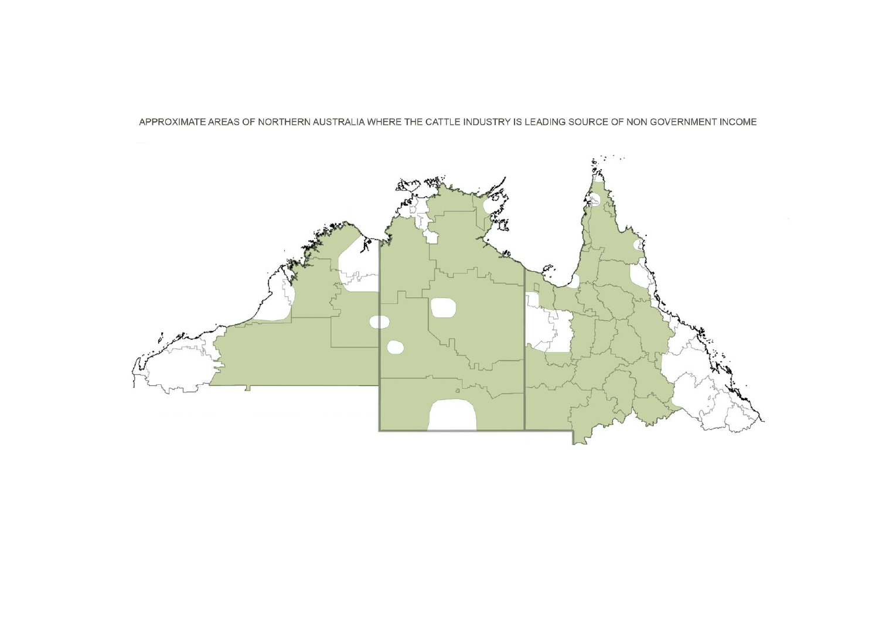APPROXIMATE AREAS OF NORTHERN AUSTRALIA WHERE THE CATTLE INDUSTRY IS LEADING SOURCE OF NON GOVERNMENT INCOME